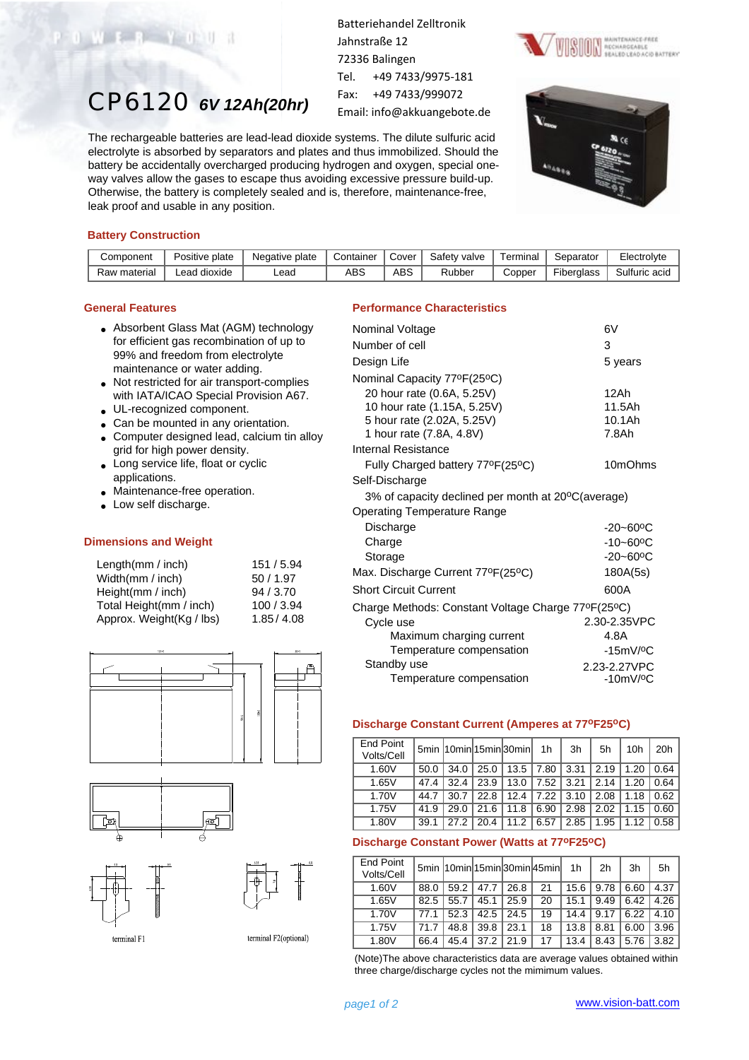# CP6120 *6V 12Ah(20hr)*

Batteriehandel Zelltronik
Jahnstraße 12
72336 Balingen
Tel. +49 7433/9975-181
Fax: +49 7433/999072
Email: info@akkuangebote.de

The rechargeable batteries are lead-lead dioxide systems. The dilute sulfuric acid electrolyte is absorbed by separators and plates and thus immobilized. Should the battery be accidentally overcharged producing hydrogen and oxygen, special one-way valves allow the gases to escape thus avoiding excessive pressure build-up. Otherwise, the battery is completely sealed and is, therefore, maintenance-free, leak proof and usable in any position.

## Battery Construction

| Component | Positive plate | Negative plate | Container | Cover | Safety valve | Terminal | Separator | Electrolyte |
|---|---|---|---|---|---|---|---|---|
| Raw material | Lead dioxide | Lead | ABS | ABS | Rubber | Copper | Fiberglass | Sulfuric acid |

## General Features

- Absorbent Glass Mat (AGM) technology for efficient gas recombination of up to 99% and freedom from electrolyte maintenance or water adding.
- Not restricted for air transport-complies with IATA/ICAO Special Provision A67.
- UL-recognized component.
- Can be mounted in any orientation.
- Computer designed lead, calcium tin alloy grid for high power density.
- Long service life, float or cyclic applications.
- Maintenance-free operation.
- Low self discharge.

## Dimensions and Weight

| | |
|---|---|
| Length(mm / inch) | 151 / 5.94 |
| Width(mm / inch) | 50 / 1.97 |
| Height(mm / inch) | 94 / 3.70 |
| Total Height(mm / inch) | 100 / 3.94 |
| Approx. Weight(Kg / lbs) | 1.85 / 4.08 |

terminal F1

terminal F2(optional)

## Performance Characteristics

| | |
|---|---|
| Nominal Voltage | 6V |
| Number of cell | 3 |
| Design Life | 5 years |
| Nominal Capacity 77ºF(25ºC) | |
| 20 hour rate (0.6A, 5.25V) | 12Ah |
| 10 hour rate (1.15A, 5.25V) | 11.5Ah |
| 5 hour rate (2.02A, 5.25V) | 10.1Ah |
| 1 hour rate (7.8A, 4.8V) | 7.8Ah |
| Internal Resistance | |
| Fully Charged battery 77ºF(25ºC) | 10mOhms |
| Self-Discharge | |
| 3% of capacity declined per month at 20ºC(average) | |
| Operating Temperature Range | |
| Discharge | -20~60ºC |
| Charge | -10~60ºC |
| Storage | -20~60ºC |
| Max. Discharge Current 77ºF(25ºC) | 180A(5s) |
| Short Circuit Current | 600A |
| Charge Methods: Constant Voltage Charge 77ºF(25ºC) | |
| Cycle use | 2.30-2.35VPC |
| Maximum charging current | 4.8A |
| Temperature compensation | -15mV/ºC |
| Standby use | 2.23-2.27VPC |
| Temperature compensation | -10mV/ºC |

## Discharge Constant Current (Amperes at 77ºF25ºC)

| End Point Volts/Cell | 5min | 10min | 15min | 30min | 1h | 3h | 5h | 10h | 20h |
|---|---|---|---|---|---|---|---|---|---|
| 1.60V | 50.0 | 34.0 | 25.0 | 13.5 | 7.80 | 3.31 | 2.19 | 1.20 | 0.64 |
| 1.65V | 47.4 | 32.4 | 23.9 | 13.0 | 7.52 | 3.21 | 2.14 | 1.20 | 0.64 |
| 1.70V | 44.7 | 30.7 | 22.8 | 12.4 | 7.22 | 3.10 | 2.08 | 1.18 | 0.62 |
| 1.75V | 41.9 | 29.0 | 21.6 | 11.8 | 6.90 | 2.98 | 2.02 | 1.15 | 0.60 |
| 1.80V | 39.1 | 27.2 | 20.4 | 11.2 | 6.57 | 2.85 | 1.95 | 1.12 | 0.58 |

## Discharge Constant Power (Watts at 77ºF25ºC)

| End Point Volts/Cell | 5min | 10min | 15min | 30min | 45min | 1h | 2h | 3h | 5h |
|---|---|---|---|---|---|---|---|---|---|
| 1.60V | 88.0 | 59.2 | 47.7 | 26.8 | 21 | 15.6 | 9.78 | 6.60 | 4.37 |
| 1.65V | 82.5 | 55.7 | 45.1 | 25.9 | 20 | 15.1 | 9.49 | 6.42 | 4.26 |
| 1.70V | 77.1 | 52.3 | 42.5 | 24.5 | 19 | 14.4 | 9.17 | 6.22 | 4.10 |
| 1.75V | 71.7 | 48.8 | 39.8 | 23.1 | 18 | 13.8 | 8.81 | 6.00 | 3.96 |
| 1.80V | 66.4 | 45.4 | 37.2 | 21.9 | 17 | 13.4 | 8.43 | 5.76 | 3.82 |

(Note)The above characteristics data are average values obtained within three charge/discharge cycles not the mimimum values.

www.vision-batt.com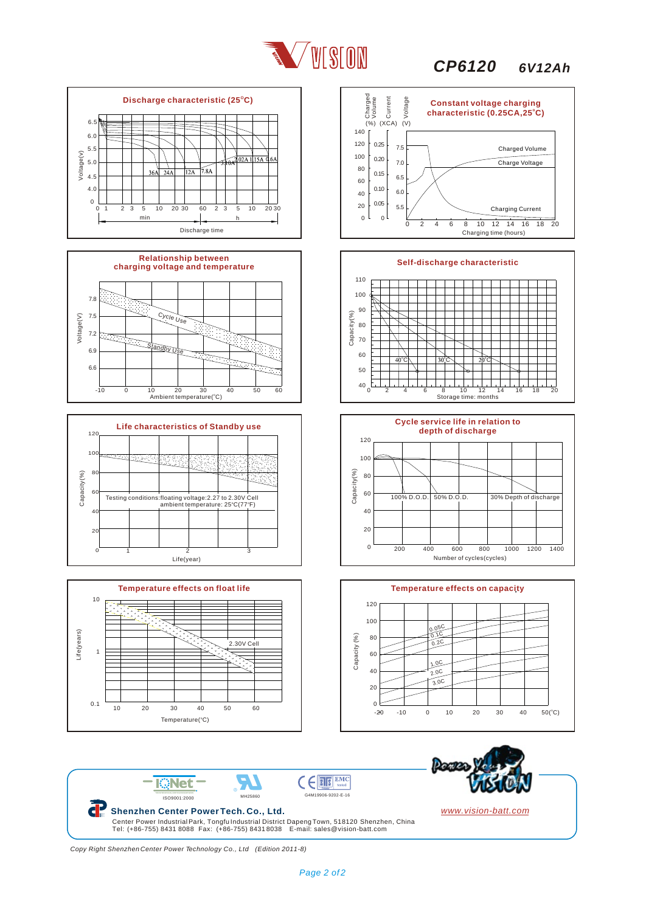# CP6120 6V12Ah

## Discharge characteristic (25°C)

Voltage(v)

6.5
6.0
5.5
5.0
4.5
4.0
0

36A 24A 12A 7.8A 3.16A 2.02A 1.15A 0.6A

0 1 2 3 5 10 20 30 60 2 3 5 10 20 30

min h

Discharge time

## Constant voltage charging characteristic (0.25CA,25°C)

Charged Volume (%)
Current (XCA)
Voltage (V)

140
120 0.25 7.5
100 0.20 7.0
80 0.15 6.5
60 0.10 6.0
40 0.05 5.5
20 0
0

Charged Volume
Charge Voltage
Charging Current

0 2 4 6 8 10 12 14 16 18 20

Charging time (hours)

## Relationship between charging voltage and temperature

Voltage(V)

7.8
7.5
7.2
6.9
6.6

Cycle Use
Standby Use

-10 0 10 20 30 40 50 60

Ambient temperature(°C)

## Self-discharge characteristic

Capacity(%)

110
100
90
80
70
60
50
40

40°C 30°C 20°C

0 2 4 6 8 10 12 14 16 18 20

Storage time: months

## Life characteristics of Standby use

Capacity(%)

120
100
80
60
40
20
0

Testing conditions:floating voltage:2.27 to 2.30V Cell ambient temperature: 25°C(77°F)

1 2 3

Life(year)

## Cycle service life in relation to depth of discharge

Capacity(%)

120
100
80
60
40
20
0

100% D.O.D. 50% D.O.D. 30% Depth of discharge

200 400 600 800 1000 1200 1400

Number of cycles(cycles)

## Temperature effects on float life

Life(years)

10
1
0.1

2.30V Cell

10 20 30 40 50 60

Temperature(°C)

## Temperature effects on capacity

Capacity (%)

120
100
80
60
40
20
0

0.05C 0.1C 0.2C 1.0C 2.0C 3.0C

-20 -10 0 10 20 30 40 50(°C)

---

ISO9001:2000 MH25860 G4M19906-9202-E-16

**Shenzhen Center PowerTech. Co., Ltd.**

Center Power Industrial Park, Tongfu Industrial District Dapeng Town, 518120 Shenzhen, China
Tel: (+86-755) 8431 8088 Fax: (+86-755) 8431 8038 E-mail: sales@vision-batt.com

www.vision-batt.com

*Copy Right Shenzhen Center Power Technology Co., Ltd (Edition 2011-8)*